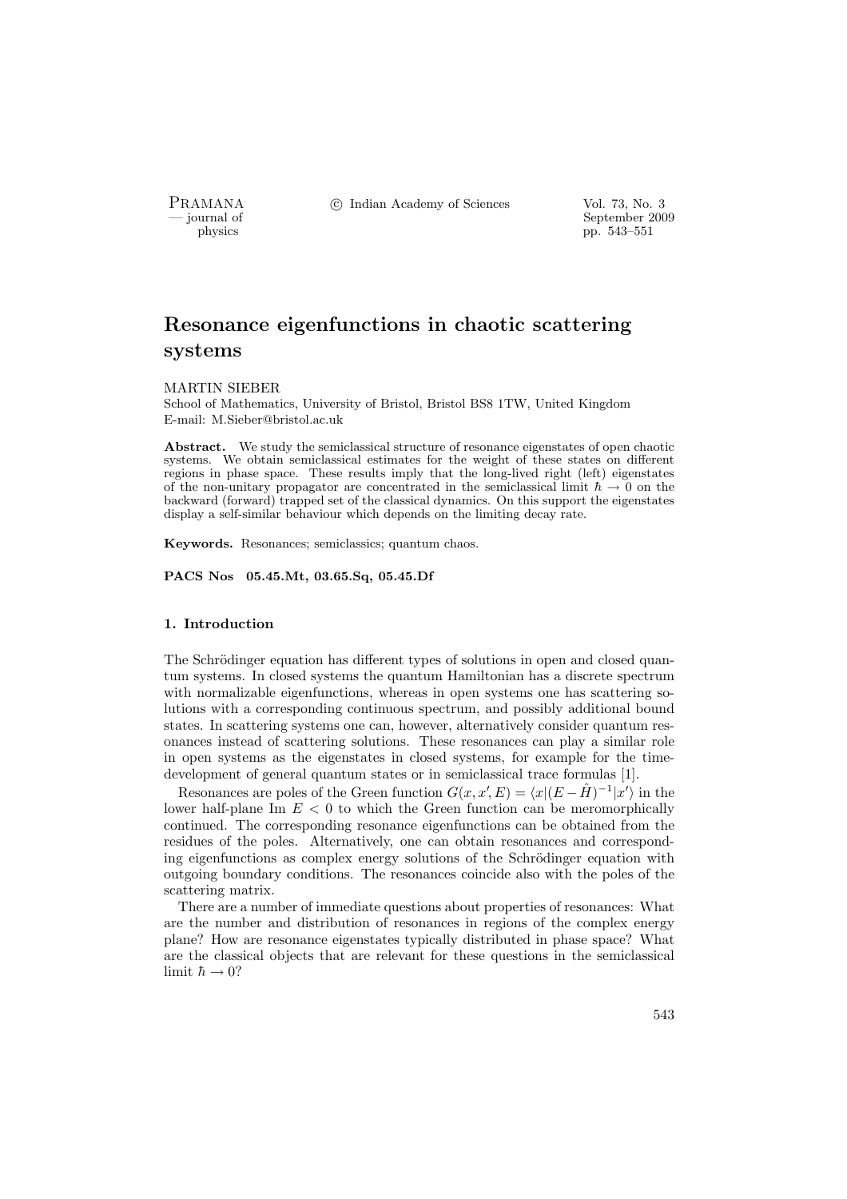# Resonance eigenfunctions in chaotic scattering systems

MARTIN SIEBER

School of Mathematics, University of Bristol, Bristol BS8 1TW, United Kingdom

E-mail: M.Sieber@bristol.ac.uk

**Abstract.** We study the semiclassical structure of resonance eigenstates of open chaotic systems. We obtain semiclassical estimates for the weight of these states on different regions in phase space. These results imply that the long-lived right (left) eigenstates of the non-unitary propagator are concentrated in the semiclassical limit $\hbar \to 0$ on the backward (forward) trapped set of the classical dynamics. On this support the eigenstates display a self-similar behaviour which depends on the limiting decay rate.

**Keywords.** Resonances; semiclassics; quantum chaos.

**PACS Nos 05.45.Mt, 03.65.Sq, 05.45.Df**

## 1. Introduction

The Schrödinger equation has different types of solutions in open and closed quantum systems. In closed systems the quantum Hamiltonian has a discrete spectrum with normalizable eigenfunctions, whereas in open systems one has scattering solutions with a corresponding continuous spectrum, and possibly additional bound states. In scattering systems one can, however, alternatively consider quantum resonances instead of scattering solutions. These resonances can play a similar role in open systems as the eigenstates in closed systems, for example for the time-development of general quantum states or in semiclassical trace formulas [1].

Resonances are poles of the Green function $G(x, x', E) = \langle x|(E - \hat{H})^{-1}|x'\rangle$ in the lower half-plane Im $E < 0$ to which the Green function can be meromorphically continued. The corresponding resonance eigenfunctions can be obtained from the residues of the poles. Alternatively, one can obtain resonances and corresponding eigenfunctions as complex energy solutions of the Schrödinger equation with outgoing boundary conditions. The resonances coincide also with the poles of the scattering matrix.

There are a number of immediate questions about properties of resonances: What are the number and distribution of resonances in regions of the complex energy plane? How are resonance eigenstates typically distributed in phase space? What are the classical objects that are relevant for these questions in the semiclassical limit $\hbar \to 0$?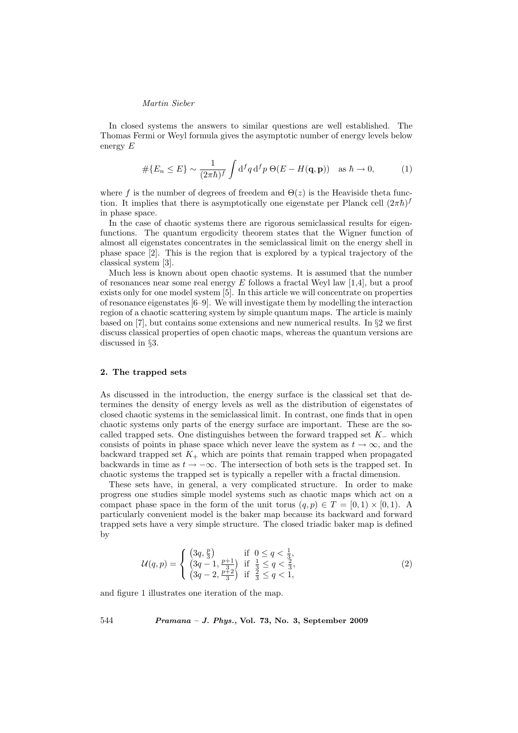In closed systems the answers to similar questions are well established. The Thomas Fermi or Weyl formula gives the asymptotic number of energy levels below energy $E$

$$\#\{E_n \leq E\} \sim \frac{1}{(2\pi\hbar)^f} \int \mathrm{d}^f q \, \mathrm{d}^f p \; \Theta(E - H(\mathbf{q}, \mathbf{p})) \quad \text{as } \hbar \to 0, \tag{1}$$

where $f$ is the number of degrees of freedem and $\Theta(z)$ is the Heaviside theta function. It implies that there is asymptotically one eigenstate per Planck cell $(2\pi\hbar)^f$ in phase space.

In the case of chaotic systems there are rigorous semiclassical results for eigenfunctions. The quantum ergodicity theorem states that the Wigner function of almost all eigenstates concentrates in the semiclassical limit on the energy shell in phase space [2]. This is the region that is explored by a typical trajectory of the classical system [3].

Much less is known about open chaotic systems. It is assumed that the number of resonances near some real energy $E$ follows a fractal Weyl law [1,4], but a proof exists only for one model system [5]. In this article we will concentrate on properties of resonance eigenstates [6–9]. We will investigate them by modelling the interaction region of a chaotic scattering system by simple quantum maps. The article is mainly based on [7], but contains some extensions and new numerical results. In §2 we first discuss classical properties of open chaotic maps, whereas the quantum versions are discussed in §3.

## 2. The trapped sets

As discussed in the introduction, the energy surface is the classical set that determines the density of energy levels as well as the distribution of eigenstates of closed chaotic systems in the semiclassical limit. In contrast, one finds that in open chaotic systems only parts of the energy surface are important. These are the so-called trapped sets. One distinguishes between the forward trapped set $K_-$ which consists of points in phase space which never leave the system as $t \to \infty$, and the backward trapped set $K_+$ which are points that remain trapped when propagated backwards in time as $t \to -\infty$. The intersection of both sets is the trapped set. In chaotic systems the trapped set is typically a repeller with a fractal dimension.

These sets have, in general, a very complicated structure. In order to make progress one studies simple model systems such as chaotic maps which act on a compact phase space in the form of the unit torus $(q, p) \in T = [0, 1) \times [0, 1)$. A particularly convenient model is the baker map because its backward and forward trapped sets have a very simple structure. The closed triadic baker map is defined by

$$\mathcal{U}(q, p) = \begin{cases} \left(3q, \frac{p}{3}\right) & \text{if } 0 \leq q < \frac{1}{3}, \\ \left(3q - 1, \frac{p+1}{3}\right) & \text{if } \frac{1}{3} \leq q < \frac{2}{3}, \\ \left(3q - 2, \frac{p+2}{3}\right) & \text{if } \frac{2}{3} \leq q < 1, \end{cases} \tag{2}$$

and figure 1 illustrates one iteration of the map.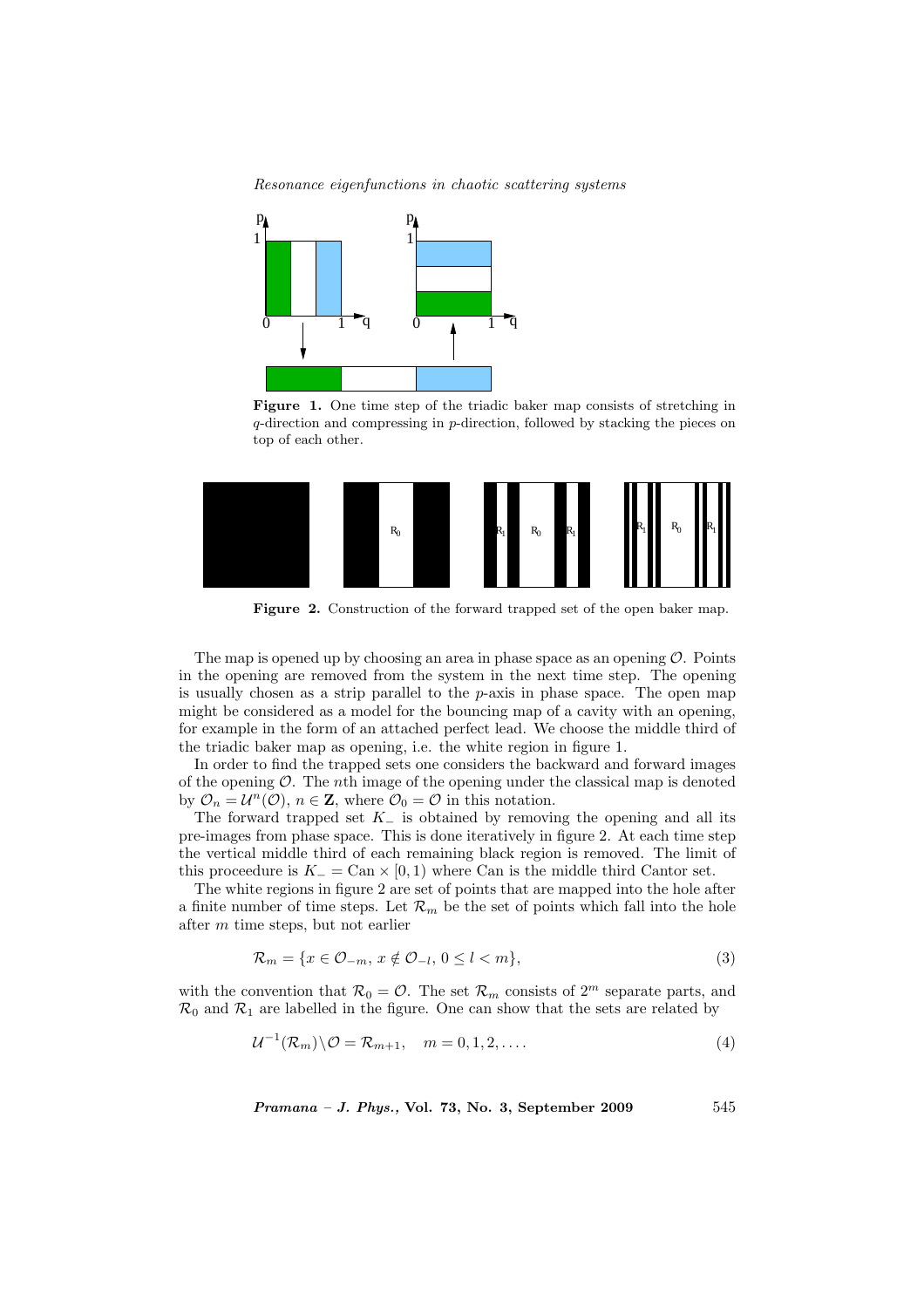**Figure 1.** One time step of the triadic baker map consists of stretching in $q$-direction and compressing in $p$-direction, followed by stacking the pieces on top of each other.

**Figure 2.** Construction of the forward trapped set of the open baker map.

The map is opened up by choosing an area in phase space as an opening $\mathcal{O}$. Points in the opening are removed from the system in the next time step. The opening is usually chosen as a strip parallel to the $p$-axis in phase space. The open map might be considered as a model for the bouncing map of a cavity with an opening, for example in the form of an attached perfect lead. We choose the middle third of the triadic baker map as opening, i.e. the white region in figure 1.

In order to find the trapped sets one considers the backward and forward images of the opening $\mathcal{O}$. The $n$th image of the opening under the classical map is denoted by $\mathcal{O}_n = \mathcal{U}^n(\mathcal{O})$, $n \in \mathbf{Z}$, where $\mathcal{O}_0 = \mathcal{O}$ in this notation.

The forward trapped set $K_-$ is obtained by removing the opening and all its pre-images from phase space. This is done iteratively in figure 2. At each time step the vertical middle third of each remaining black region is removed. The limit of this proceedure is $K_- = \mathrm{Can} \times [0, 1)$ where Can is the middle third Cantor set.

The white regions in figure 2 are set of points that are mapped into the hole after a finite number of time steps. Let $\mathcal{R}_m$ be the set of points which fall into the hole after $m$ time steps, but not earlier

$$\mathcal{R}_m = \{x \in \mathcal{O}_{-m},\ x \notin \mathcal{O}_{-l},\ 0 \leq l < m\}, \tag{3}$$

with the convention that $\mathcal{R}_0 = \mathcal{O}$. The set $\mathcal{R}_m$ consists of $2^m$ separate parts, and $\mathcal{R}_0$ and $\mathcal{R}_1$ are labelled in the figure. One can show that the sets are related by

$$\mathcal{U}^{-1}(\mathcal{R}_m) \backslash \mathcal{O} = \mathcal{R}_{m+1}, \quad m = 0, 1, 2, \ldots. \tag{4}$$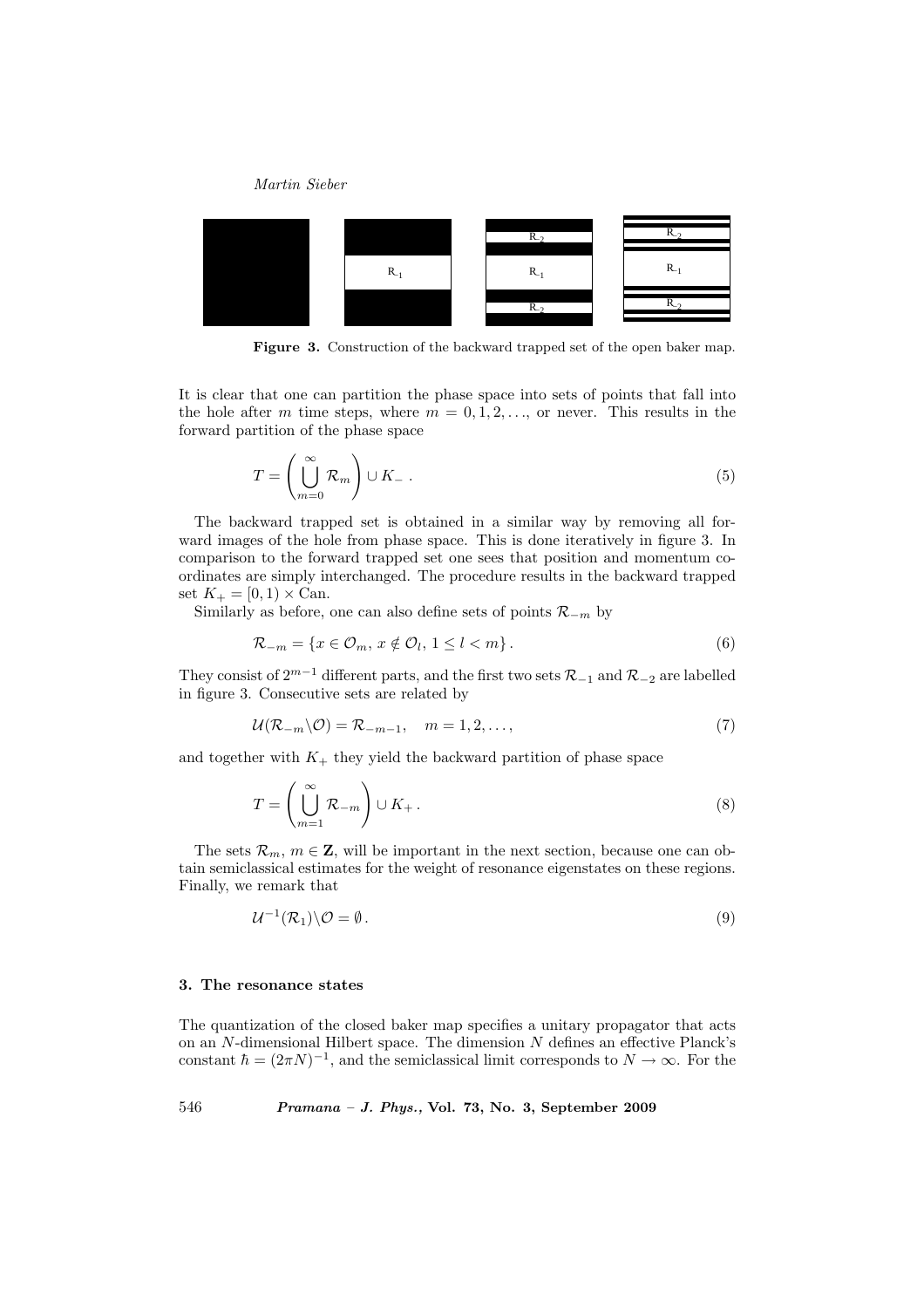**Figure 3.** Construction of the backward trapped set of the open baker map.

It is clear that one can partition the phase space into sets of points that fall into the hole after $m$ time steps, where $m = 0, 1, 2, \ldots$, or never. This results in the forward partition of the phase space

$$T = \left( \bigcup_{m=0}^{\infty} \mathcal{R}_m \right) \cup K_- \, . \tag{5}$$

The backward trapped set is obtained in a similar way by removing all forward images of the hole from phase space. This is done iteratively in figure 3. In comparison to the forward trapped set one sees that position and momentum coordinates are simply interchanged. The procedure results in the backward trapped set $K_+ = [0, 1) \times \text{Can}$.

Similarly as before, one can also define sets of points $\mathcal{R}_{-m}$ by

$$\mathcal{R}_{-m} = \{ x \in \mathcal{O}_m, \, x \notin \mathcal{O}_l, \, 1 \leq l < m \} \, . \tag{6}$$

They consist of $2^{m-1}$ different parts, and the first two sets $\mathcal{R}_{-1}$ and $\mathcal{R}_{-2}$ are labelled in figure 3. Consecutive sets are related by

$$\mathcal{U}(\mathcal{R}_{-m} \backslash \mathcal{O}) = \mathcal{R}_{-m-1}, \quad m = 1, 2, \ldots, \tag{7}$$

and together with $K_+$ they yield the backward partition of phase space

$$T = \left( \bigcup_{m=1}^{\infty} \mathcal{R}_{-m} \right) \cup K_+ \, . \tag{8}$$

The sets $\mathcal{R}_m$, $m \in \mathbf{Z}$, will be important in the next section, because one can obtain semiclassical estimates for the weight of resonance eigenstates on these regions. Finally, we remark that

$$\mathcal{U}^{-1}(\mathcal{R}_1) \backslash \mathcal{O} = \emptyset \, . \tag{9}$$

## 3. The resonance states

The quantization of the closed baker map specifies a unitary propagator that acts on an $N$-dimensional Hilbert space. The dimension $N$ defines an effective Planck's constant $\hbar = (2\pi N)^{-1}$, and the semiclassical limit corresponds to $N \to \infty$. For the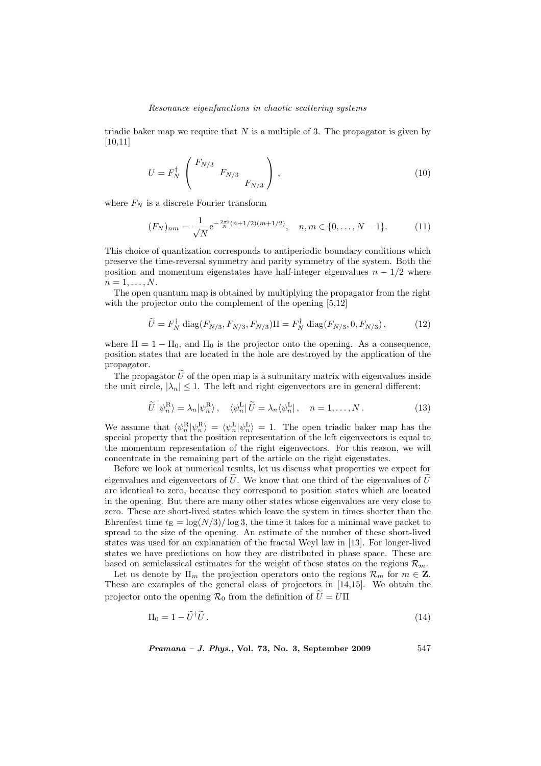triadic baker map we require that $N$ is a multiple of 3. The propagator is given by [10,11]

$$U = F_N^\dagger \begin{pmatrix} F_{N/3} & & \\ & F_{N/3} & \\ & & F_{N/3} \end{pmatrix}, \tag{10}$$

where $F_N$ is a discrete Fourier transform

$$(F_N)_{nm} = \frac{1}{\sqrt{N}} \mathrm{e}^{-\frac{2\pi\mathrm{i}}{N}(n+1/2)(m+1/2)}, \quad n, m \in \{0, \ldots, N-1\}. \tag{11}$$

This choice of quantization corresponds to antiperiodic boundary conditions which preserve the time-reversal symmetry and parity symmetry of the system. Both the position and momentum eigenstates have half-integer eigenvalues $n - 1/2$ where $n = 1, \ldots, N$.

The open quantum map is obtained by multiplying the propagator from the right with the projector onto the complement of the opening [5,12]

$$\widetilde{U} = F_N^\dagger \, \mathrm{diag}(F_{N/3}, F_{N/3}, F_{N/3})\Pi = F_N^\dagger \, \mathrm{diag}(F_{N/3}, 0, F_{N/3}), \tag{12}$$

where $\Pi = 1 - \Pi_0$, and $\Pi_0$ is the projector onto the opening. As a consequence, position states that are located in the hole are destroyed by the application of the propagator.

The propagator $\widetilde{U}$ of the open map is a subunitary matrix with eigenvalues inside the unit circle, $|\lambda_n| \leq 1$. The left and right eigenvectors are in general different:

$$\widetilde{U}\,|\psi_n^{\mathrm{R}}\rangle = \lambda_n |\psi_n^{\mathrm{R}}\rangle, \quad \langle\psi_n^{\mathrm{L}}|\,\widetilde{U} = \lambda_n \langle\psi_n^{\mathrm{L}}|, \quad n = 1, \ldots, N. \tag{13}$$

We assume that $\langle\psi_n^{\mathrm{R}}|\psi_n^{\mathrm{R}}\rangle = \langle\psi_n^{\mathrm{L}}|\psi_n^{\mathrm{L}}\rangle = 1$. The open triadic baker map has the special property that the position representation of the left eigenvectors is equal to the momentum representation of the right eigenvectors. For this reason, we will concentrate in the remaining part of the article on the right eigenstates.

Before we look at numerical results, let us discuss what properties we expect for eigenvalues and eigenvectors of $\widetilde{U}$. We know that one third of the eigenvalues of $\widetilde{U}$ are identical to zero, because they correspond to position states which are located in the opening. But there are many other states whose eigenvalues are very close to zero. These are short-lived states which leave the system in times shorter than the Ehrenfest time $t_{\mathrm{E}} = \log(N/3)/\log 3$, the time it takes for a minimal wave packet to spread to the size of the opening. An estimate of the number of these short-lived states was used for an explanation of the fractal Weyl law in [13]. For longer-lived states we have predictions on how they are distributed in phase space. These are based on semiclassical estimates for the weight of these states on the regions $\mathcal{R}_m$.

Let us denote by $\Pi_m$ the projection operators onto the regions $\mathcal{R}_m$ for $m \in \mathbf{Z}$. These are examples of the general class of projectors in [14,15]. We obtain the projector onto the opening $\mathcal{R}_0$ from the definition of $\widetilde{U} = U\Pi$

$$\Pi_0 = 1 - \widetilde{U}^\dagger \widetilde{U}. \tag{14}$$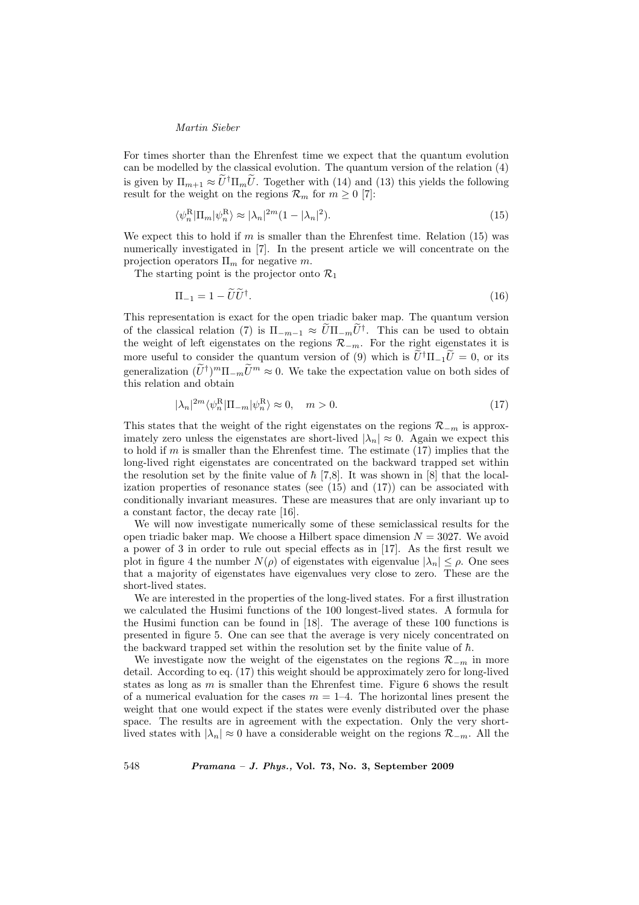For times shorter than the Ehrenfest time we expect that the quantum evolution can be modelled by the classical evolution. The quantum version of the relation (4) is given by $\Pi_{m+1} \approx \widetilde{U}^\dagger \Pi_m \widetilde{U}$. Together with (14) and (13) this yields the following result for the weight on the regions $\mathcal{R}_m$ for $m \geq 0$ [7]:

$$\langle \psi_n^{\mathrm{R}} | \Pi_m | \psi_n^{\mathrm{R}} \rangle \approx |\lambda_n|^{2m} (1 - |\lambda_n|^2). \tag{15}$$

We expect this to hold if $m$ is smaller than the Ehrenfest time. Relation (15) was numerically investigated in [7]. In the present article we will concentrate on the projection operators $\Pi_m$ for negative $m$.

The starting point is the projector onto $\mathcal{R}_1$

$$\Pi_{-1} = 1 - \widetilde{U} \widetilde{U}^\dagger. \tag{16}$$

This representation is exact for the open triadic baker map. The quantum version of the classical relation (7) is $\Pi_{-m-1} \approx \widetilde{U} \Pi_{-m} \widetilde{U}^\dagger$. This can be used to obtain the weight of left eigenstates on the regions $\mathcal{R}_{-m}$. For the right eigenstates it is more useful to consider the quantum version of (9) which is $\widetilde{U}^\dagger \Pi_{-1} \widetilde{U} = 0$, or its generalization $(\widetilde{U}^\dagger)^m \Pi_{-m} \widetilde{U}^m \approx 0$. We take the expectation value on both sides of this relation and obtain

$$|\lambda_n|^{2m} \langle \psi_n^{\mathrm{R}} | \Pi_{-m} | \psi_n^{\mathrm{R}} \rangle \approx 0, \quad m > 0. \tag{17}$$

This states that the weight of the right eigenstates on the regions $\mathcal{R}_{-m}$ is approximately zero unless the eigenstates are short-lived $|\lambda_n| \approx 0$. Again we expect this to hold if $m$ is smaller than the Ehrenfest time. The estimate (17) implies that the long-lived right eigenstates are concentrated on the backward trapped set within the resolution set by the finite value of $\hbar$ [7,8]. It was shown in [8] that the localization properties of resonance states (see (15) and (17)) can be associated with conditionally invariant measures. These are measures that are only invariant up to a constant factor, the decay rate [16].

We will now investigate numerically some of these semiclassical results for the open triadic baker map. We choose a Hilbert space dimension $N = 3027$. We avoid a power of 3 in order to rule out special effects as in [17]. As the first result we plot in figure 4 the number $N(\rho)$ of eigenstates with eigenvalue $|\lambda_n| \leq \rho$. One sees that a majority of eigenstates have eigenvalues very close to zero. These are the short-lived states.

We are interested in the properties of the long-lived states. For a first illustration we calculated the Husimi functions of the 100 longest-lived states. A formula for the Husimi function can be found in [18]. The average of these 100 functions is presented in figure 5. One can see that the average is very nicely concentrated on the backward trapped set within the resolution set by the finite value of $\hbar$.

We investigate now the weight of the eigenstates on the regions $\mathcal{R}_{-m}$ in more detail. According to eq. (17) this weight should be approximately zero for long-lived states as long as $m$ is smaller than the Ehrenfest time. Figure 6 shows the result of a numerical evaluation for the cases $m = 1$–$4$. The horizontal lines present the weight that one would expect if the states were evenly distributed over the phase space. The results are in agreement with the expectation. Only the very short-lived states with $|\lambda_n| \approx 0$ have a considerable weight on the regions $\mathcal{R}_{-m}$. All the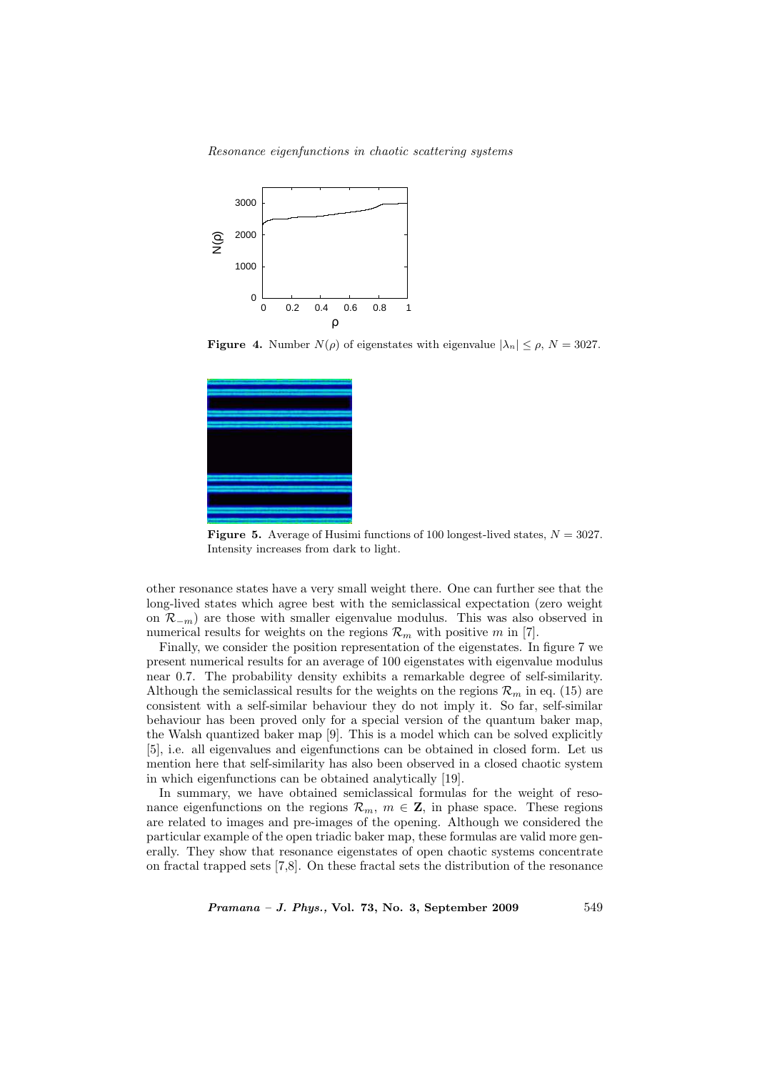**Figure 4.** Number $N(\rho)$ of eigenstates with eigenvalue $|\lambda_n| \leq \rho$, $N = 3027$.

**Figure 5.** Average of Husimi functions of 100 longest-lived states, $N = 3027$. Intensity increases from dark to light.

other resonance states have a very small weight there. One can further see that the long-lived states which agree best with the semiclassical expectation (zero weight on $\mathcal{R}_{-m}$) are those with smaller eigenvalue modulus. This was also observed in numerical results for weights on the regions $\mathcal{R}_m$ with positive $m$ in [7].

Finally, we consider the position representation of the eigenstates. In figure 7 we present numerical results for an average of 100 eigenstates with eigenvalue modulus near 0.7. The probability density exhibits a remarkable degree of self-similarity. Although the semiclassical results for the weights on the regions $\mathcal{R}_m$ in eq. (15) are consistent with a self-similar behaviour they do not imply it. So far, self-similar behaviour has been proved only for a special version of the quantum baker map, the Walsh quantized baker map [9]. This is a model which can be solved explicitly [5], i.e. all eigenvalues and eigenfunctions can be obtained in closed form. Let us mention here that self-similarity has also been observed in a closed chaotic system in which eigenfunctions can be obtained analytically [19].

In summary, we have obtained semiclassical formulas for the weight of resonance eigenfunctions on the regions $\mathcal{R}_m$, $m \in \mathbf{Z}$, in phase space. These regions are related to images and pre-images of the opening. Although we considered the particular example of the open triadic baker map, these formulas are valid more generally. They show that resonance eigenstates of open chaotic systems concentrate on fractal trapped sets [7,8]. On these fractal sets the distribution of the resonance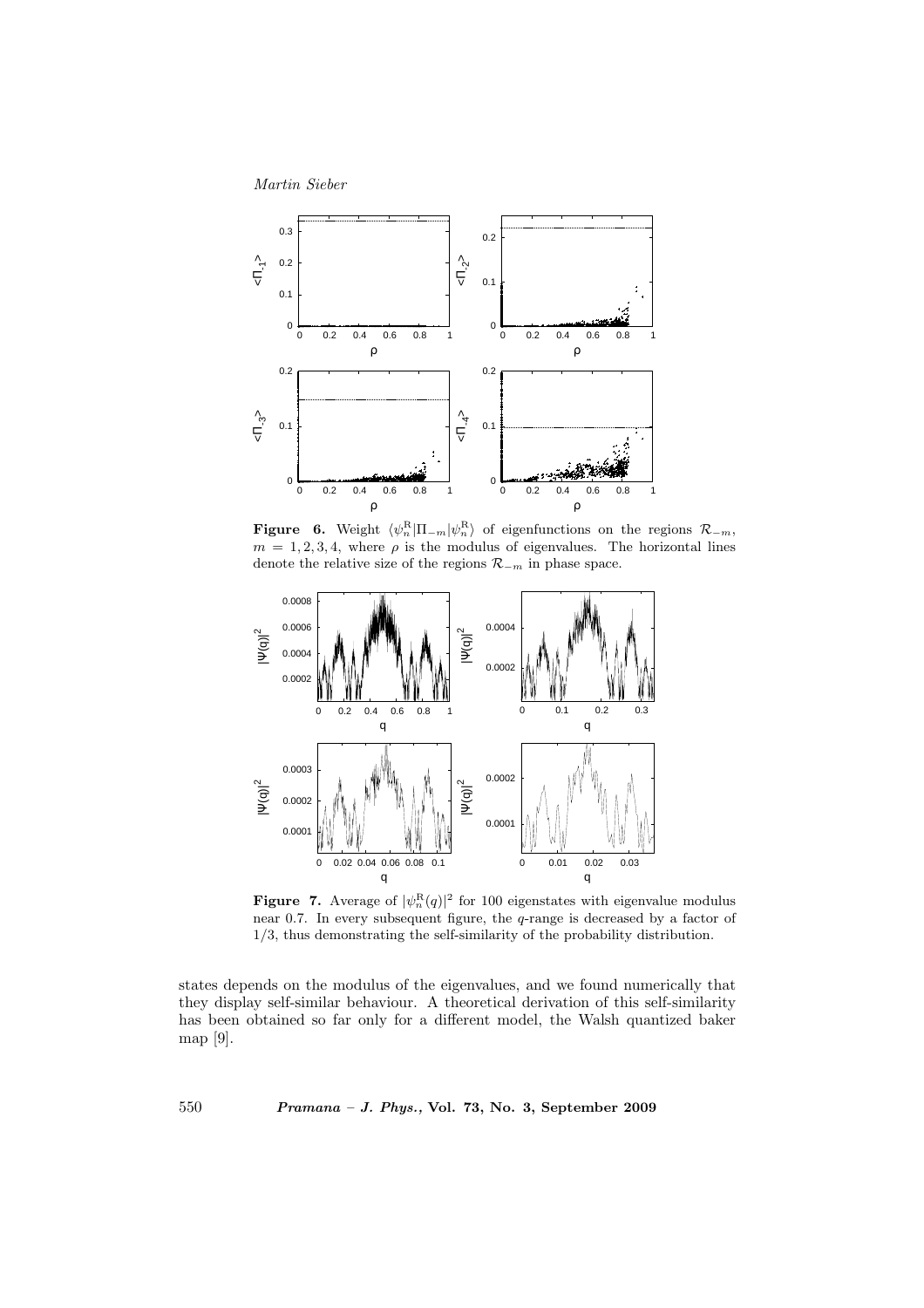**Figure 6.** Weight $\langle \psi_n^{\rm R} | \Pi_{-m} | \psi_n^{\rm R} \rangle$ of eigenfunctions on the regions $\mathcal{R}_{-m}$, $m = 1, 2, 3, 4$, where $\rho$ is the modulus of eigenvalues. The horizontal lines denote the relative size of the regions $\mathcal{R}_{-m}$ in phase space.

**Figure 7.** Average of $|\psi_n^{\rm R}(q)|^2$ for 100 eigenstates with eigenvalue modulus near 0.7. In every subsequent figure, the $q$-range is decreased by a factor of 1/3, thus demonstrating the self-similarity of the probability distribution.

states depends on the modulus of the eigenvalues, and we found numerically that they display self-similar behaviour. A theoretical derivation of this self-similarity has been obtained so far only for a different model, the Walsh quantized baker map [9].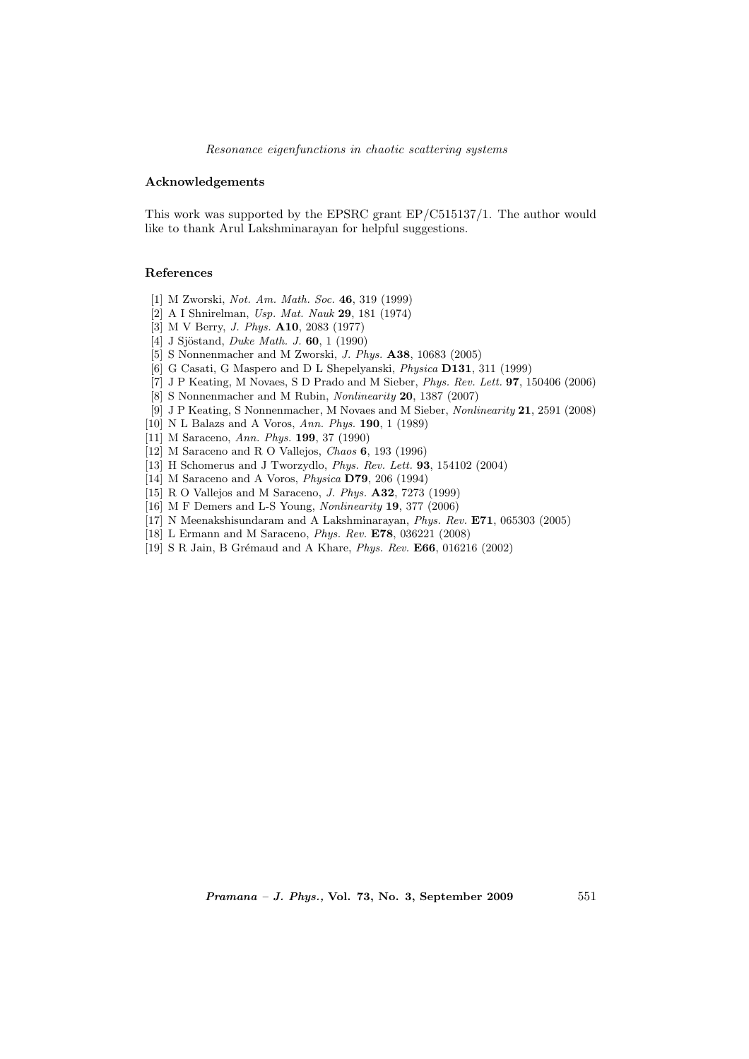## Acknowledgements

This work was supported by the EPSRC grant EP/C515137/1. The author would like to thank Arul Lakshminarayan for helpful suggestions.

## References

[1] M Zworski, *Not. Am. Math. Soc.* **46**, 319 (1999)
[2] A I Shnirelman, *Usp. Mat. Nauk* **29**, 181 (1974)
[3] M V Berry, *J. Phys.* **A10**, 2083 (1977)
[4] J Sjöstand, *Duke Math. J.* **60**, 1 (1990)
[5] S Nonnenmacher and M Zworski, *J. Phys.* **A38**, 10683 (2005)
[6] G Casati, G Maspero and D L Shepelyanski, *Physica* **D131**, 311 (1999)
[7] J P Keating, M Novaes, S D Prado and M Sieber, *Phys. Rev. Lett.* **97**, 150406 (2006)
[8] S Nonnenmacher and M Rubin, *Nonlinearity* **20**, 1387 (2007)
[9] J P Keating, S Nonnenmacher, M Novaes and M Sieber, *Nonlinearity* **21**, 2591 (2008)
[10] N L Balazs and A Voros, *Ann. Phys.* **190**, 1 (1989)
[11] M Saraceno, *Ann. Phys.* **199**, 37 (1990)
[12] M Saraceno and R O Vallejos, *Chaos* **6**, 193 (1996)
[13] H Schomerus and J Tworzydlo, *Phys. Rev. Lett.* **93**, 154102 (2004)
[14] M Saraceno and A Voros, *Physica* **D79**, 206 (1994)
[15] R O Vallejos and M Saraceno, *J. Phys.* **A32**, 7273 (1999)
[16] M F Demers and L-S Young, *Nonlinearity* **19**, 377 (2006)
[17] N Meenakshisundaram and A Lakshminarayan, *Phys. Rev.* **E71**, 065303 (2005)
[18] L Ermann and M Saraceno, *Phys. Rev.* **E78**, 036221 (2008)
[19] S R Jain, B Grémaud and A Khare, *Phys. Rev.* **E66**, 016216 (2002)